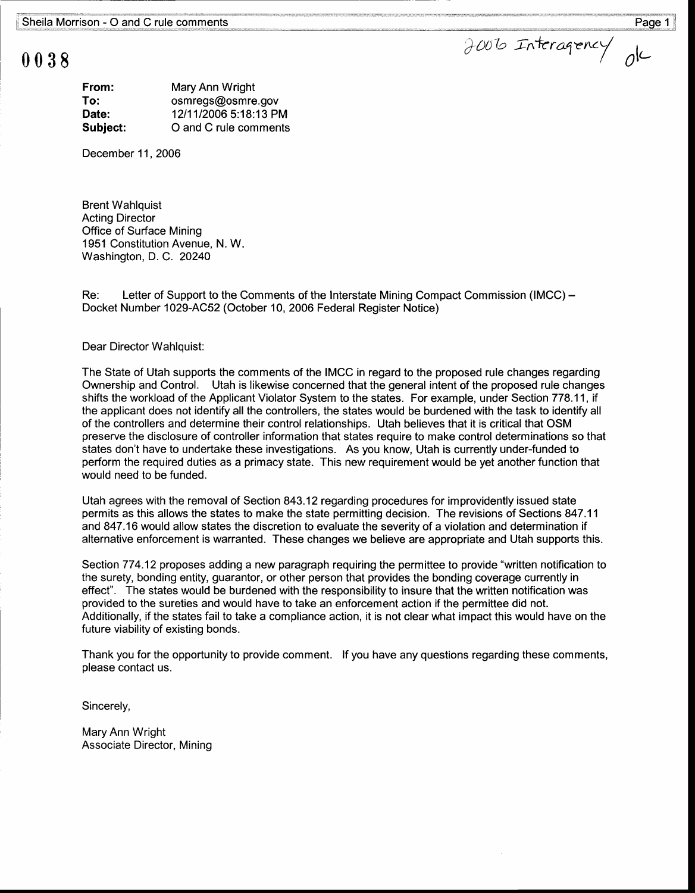0038

2006 Interagency ok

**From:** Mary Ann Wright
**To:** osmregs@osmre.gov
**Date:** 12/11/2006 5:18:13 PM
**Subject:** O and C rule comments

December 11, 2006

Brent Wahlquist
Acting Director
Office of Surface Mining
1951 Constitution Avenue, N. W.
Washington, D. C. 20240

Re: Letter of Support to the Comments of the Interstate Mining Compact Commission (IMCC) – Docket Number 1029-AC52 (October 10, 2006 Federal Register Notice)

Dear Director Wahlquist:

The State of Utah supports the comments of the IMCC in regard to the proposed rule changes regarding Ownership and Control. Utah is likewise concerned that the general intent of the proposed rule changes shifts the workload of the Applicant Violator System to the states. For example, under Section 778.11, if the applicant does not identify all the controllers, the states would be burdened with the task to identify all of the controllers and determine their control relationships. Utah believes that it is critical that OSM preserve the disclosure of controller information that states require to make control determinations so that states don't have to undertake these investigations. As you know, Utah is currently under-funded to perform the required duties as a primacy state. This new requirement would be yet another function that would need to be funded.

Utah agrees with the removal of Section 843.12 regarding procedures for improvidently issued state permits as this allows the states to make the state permitting decision. The revisions of Sections 847.11 and 847.16 would allow states the discretion to evaluate the severity of a violation and determination if alternative enforcement is warranted. These changes we believe are appropriate and Utah supports this.

Section 774.12 proposes adding a new paragraph requiring the permittee to provide "written notification to the surety, bonding entity, guarantor, or other person that provides the bonding coverage currently in effect". The states would be burdened with the responsibility to insure that the written notification was provided to the sureties and would have to take an enforcement action if the permittee did not. Additionally, if the states fail to take a compliance action, it is not clear what impact this would have on the future viability of existing bonds.

Thank you for the opportunity to provide comment. If you have any questions regarding these comments, please contact us.

Sincerely,

Mary Ann Wright
Associate Director, Mining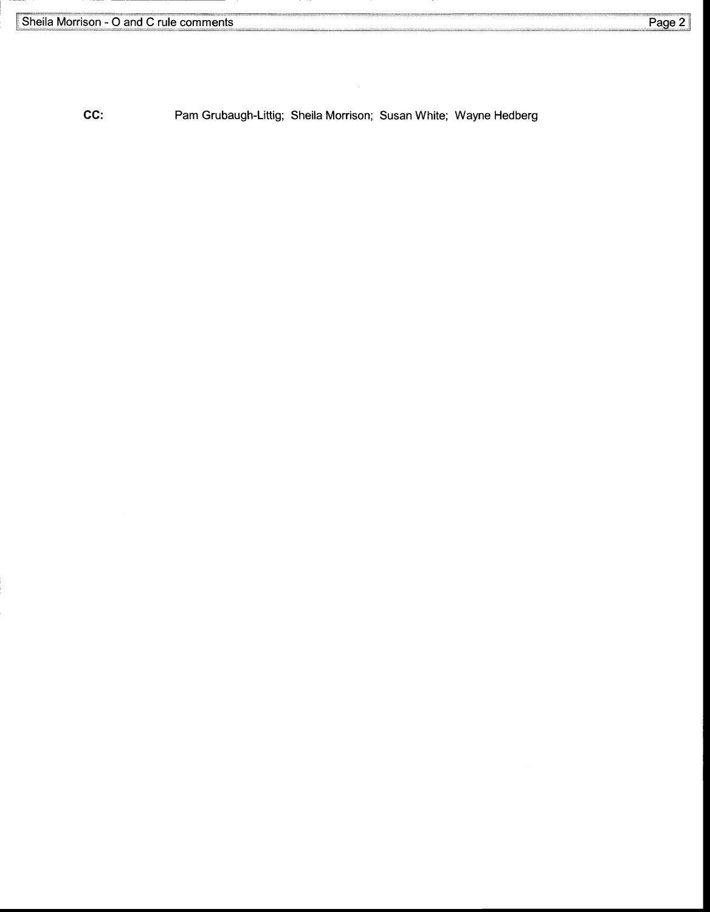**CC:** Pam Grubaugh-Littig; Sheila Morrison; Susan White; Wayne Hedberg